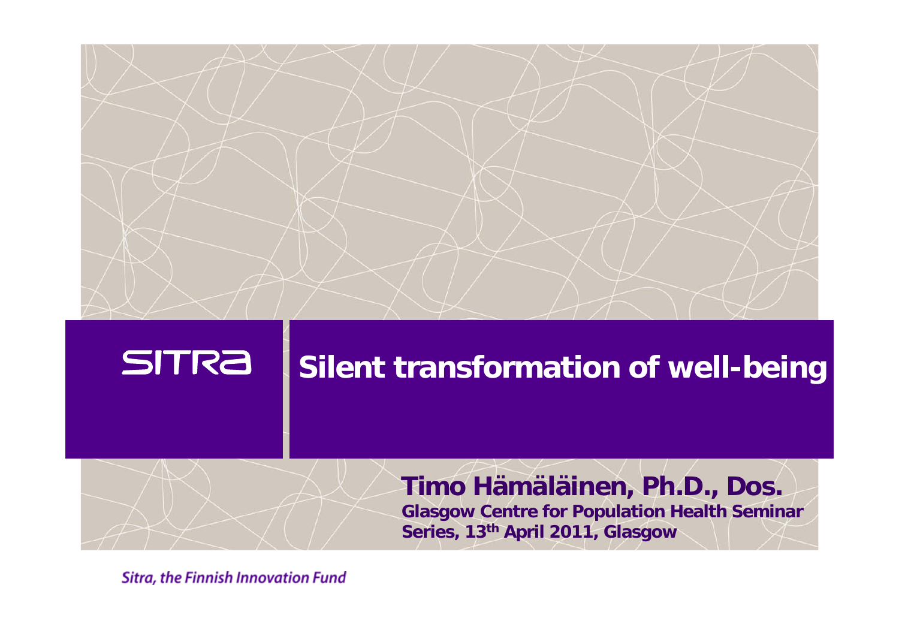SITRA

# Silent transformation of well-being

**Timo Hämäläinen, Ph.D., Dos.**

**Glasgow Centre for Population Health Seminar Series, 13th April 2011, Glasgow**

*Sitra, the Finnish Innovation Fund*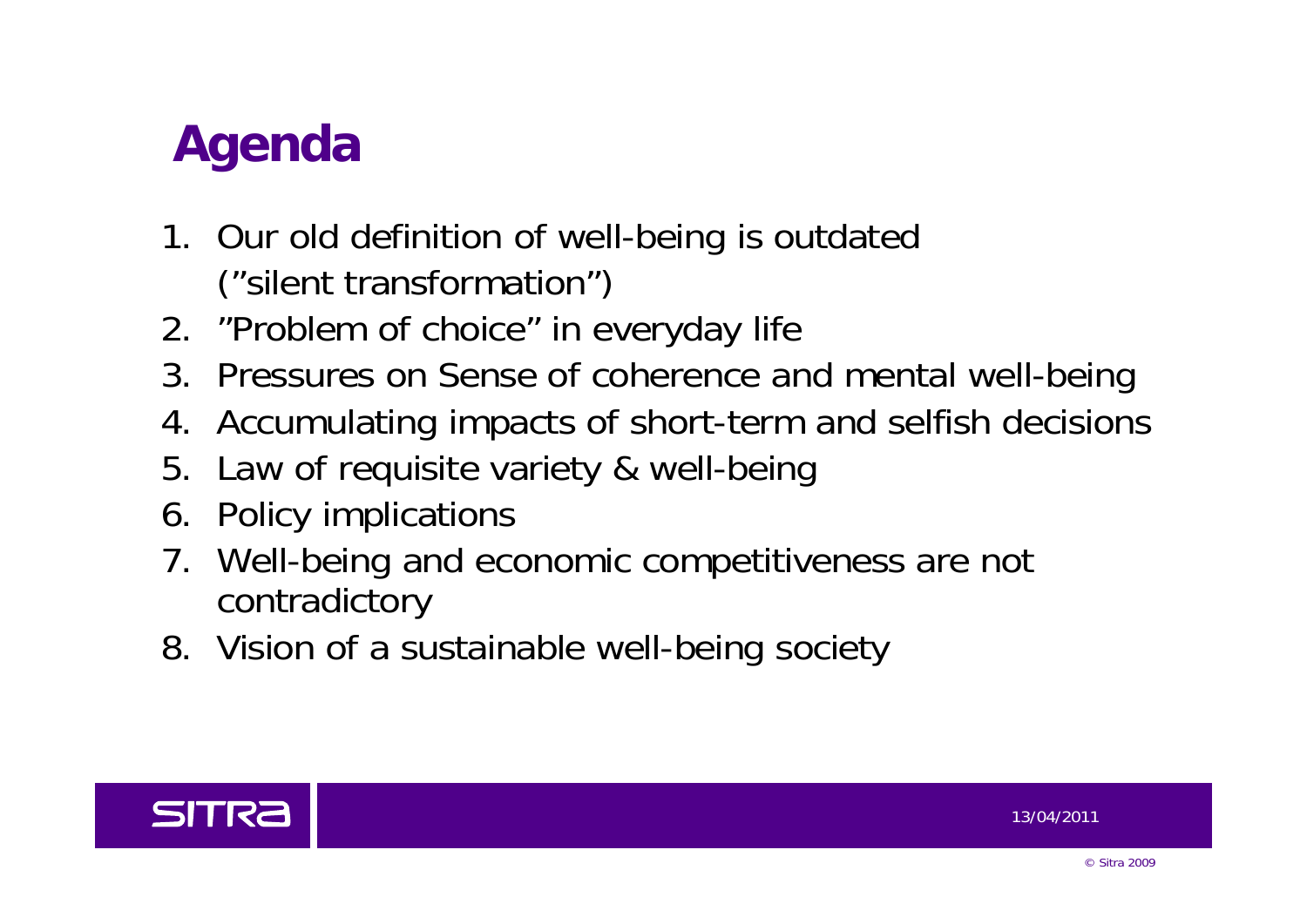# Agenda

1. Our old definition of well-being is outdated ("silent transformation")
2. "Problem of choice" in everyday life
3. Pressures on Sense of coherence and mental well-being
4. Accumulating impacts of short-term and selfish decisions
5. Law of requisite variety & well-being
6. Policy implications
7. Well-being and economic competitiveness are not contradictory
8. Vision of a sustainable well-being society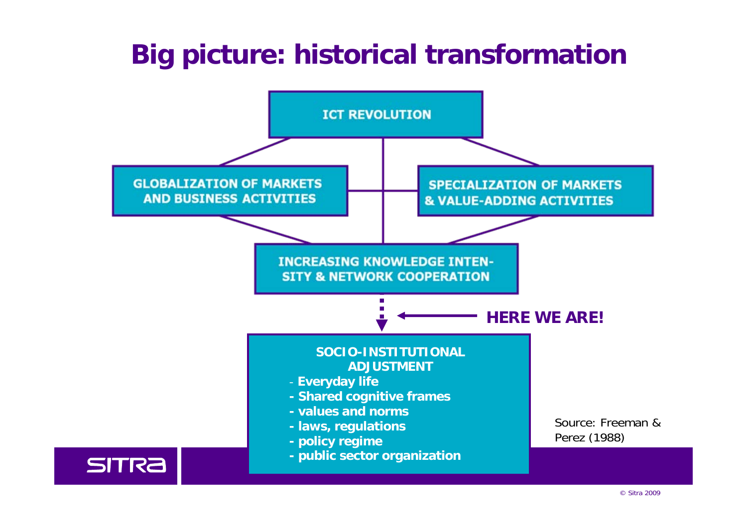# Big picture: historical transformation

**ICT REVOLUTION**

**GLOBALIZATION OF MARKETS AND BUSINESS ACTIVITIES**

**SPECIALIZATION OF MARKETS & VALUE-ADDING ACTIVITIES**

**INCREASING KNOWLEDGE INTENSITY & NETWORK COOPERATION**

**HERE WE ARE!**

**SOCIO-INSTITUTIONAL ADJUSTMENT**

- **Everyday life**
- **Shared cognitive frames**
- **values and norms**
- **laws, regulations**
- **policy regime**
- **public sector organization**

Source: Freeman & Perez (1988)

SITRA

© Sitra 2009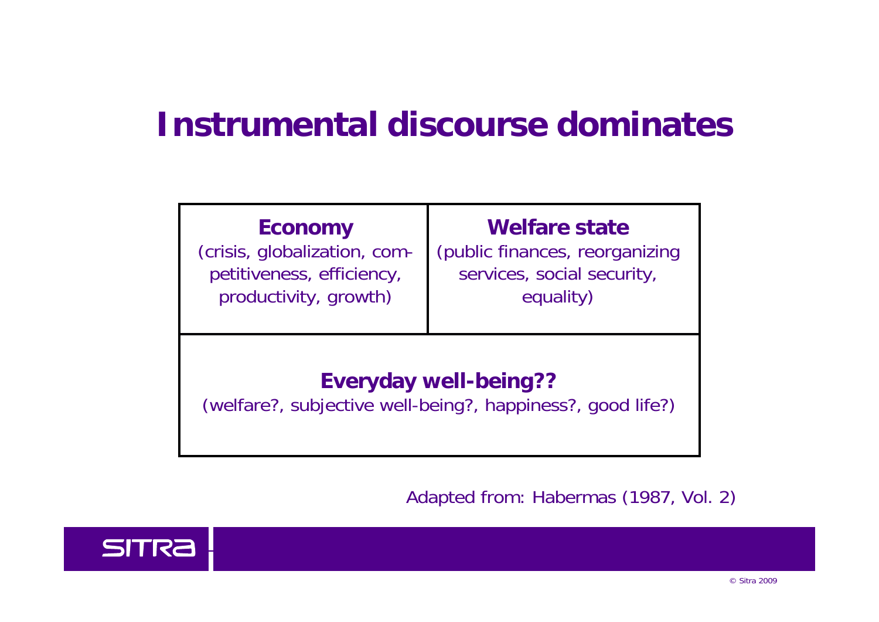# Instrumental discourse dominates

| **Economy** (crisis, globalization, competitiveness, efficiency, productivity, growth) | **Welfare state** (public finances, reorganizing services, social security, equality) |
| --- | --- |
| **Everyday well-being??** (welfare?, subjective well-being?, happiness?, good life?) | |

Adapted from: Habermas (1987, Vol. 2)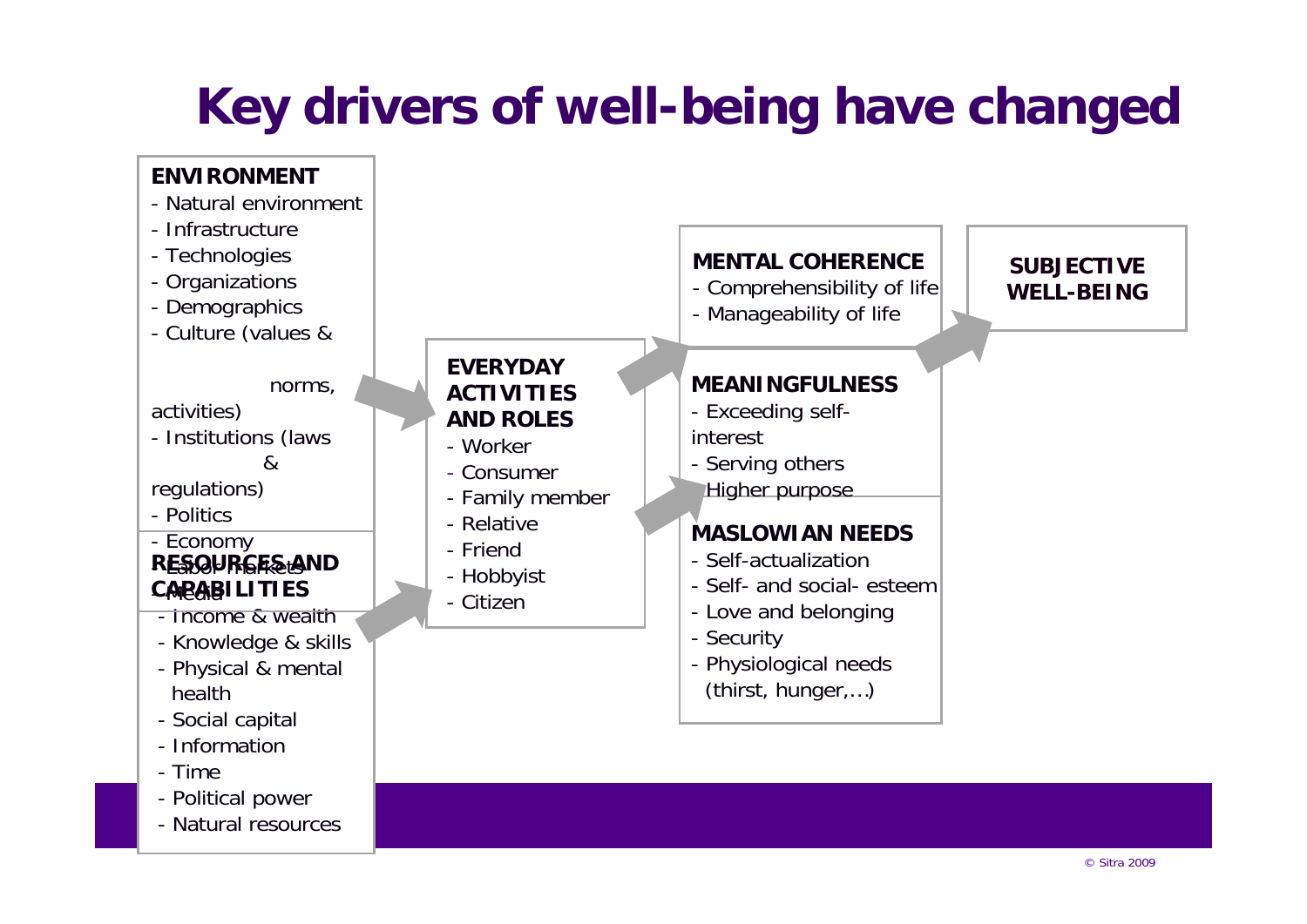# Key drivers of well-being have changed

**ENVIRONMENT**
- Natural environment
- Infrastructure
- Technologies
- Organizations
- Demographics
- Culture (values & norms, activities)
- Institutions (laws & regulations)
- Politics
- Economy
- Labor markets
- Media

**RESOURCES AND CAPABILITIES**
- Income & wealth
- Knowledge & skills
- Physical & mental health
- Social capital
- Information
- Time
- Political power
- Natural resources

**EVERYDAY ACTIVITIES AND ROLES**
- Worker
- Consumer
- Family member
- Relative
- Friend
- Hobbyist
- Citizen

**MENTAL COHERENCE**
- Comprehensibility of life
- Manageability of life

**MEANINGFULNESS**
- Exceeding self-interest
- Serving others
- Higher purpose

**MASLOWIAN NEEDS**
- Self-actualization
- Self- and social- esteem
- Love and belonging
- Security
- Physiological needs (thirst, hunger,…)

**SUBJECTIVE WELL-BEING**

© Sitra 2009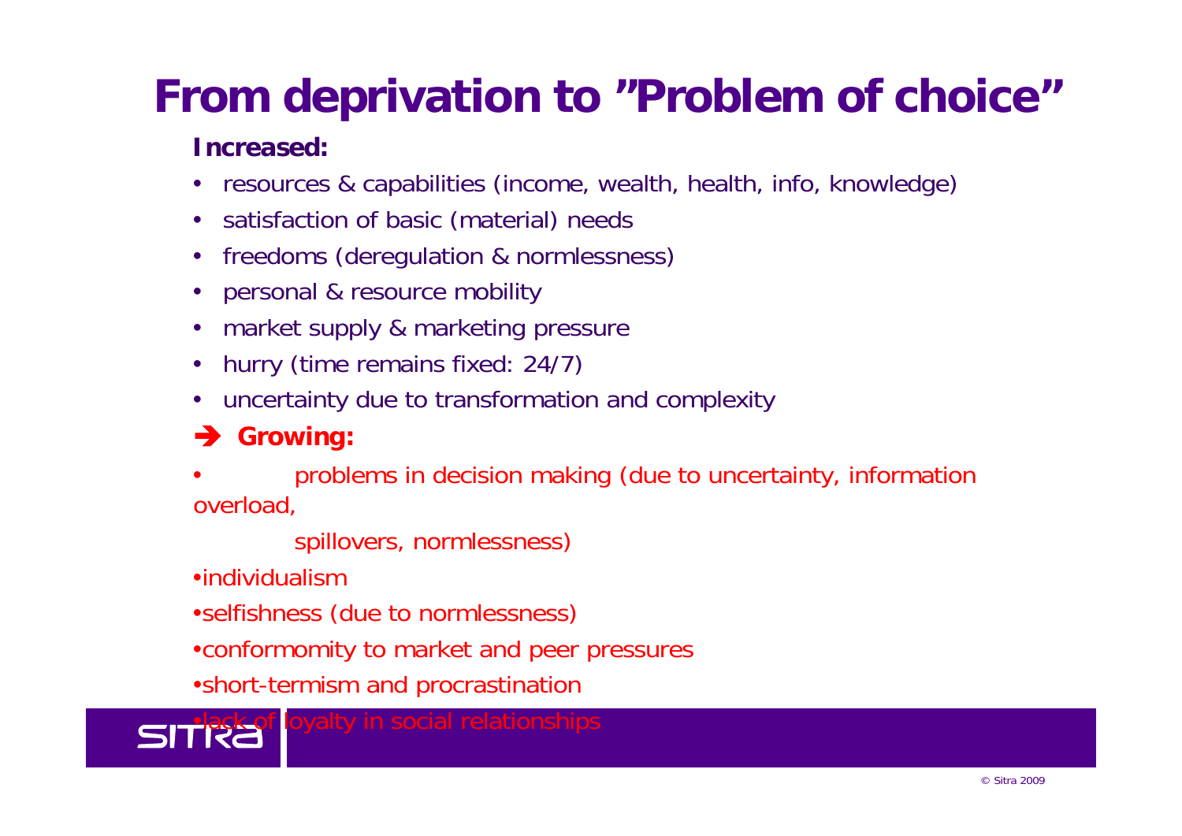# From deprivation to "Problem of choice"

**Increased:**

- resources & capabilities (income, wealth, health, info, knowledge)
- satisfaction of basic (material) needs
- freedoms (deregulation & normlessness)
- personal & resource mobility
- market supply & marketing pressure
- hurry (time remains fixed: 24/7)
- uncertainty due to transformation and complexity

➔ **Growing:**

- problems in decision making (due to uncertainty, information overload, spillovers, normlessness)
- individualism
- selfishness (due to normlessness)
- conformomity to market and peer pressures
- short-termism and procrastination
- lack of loyalty in social relationships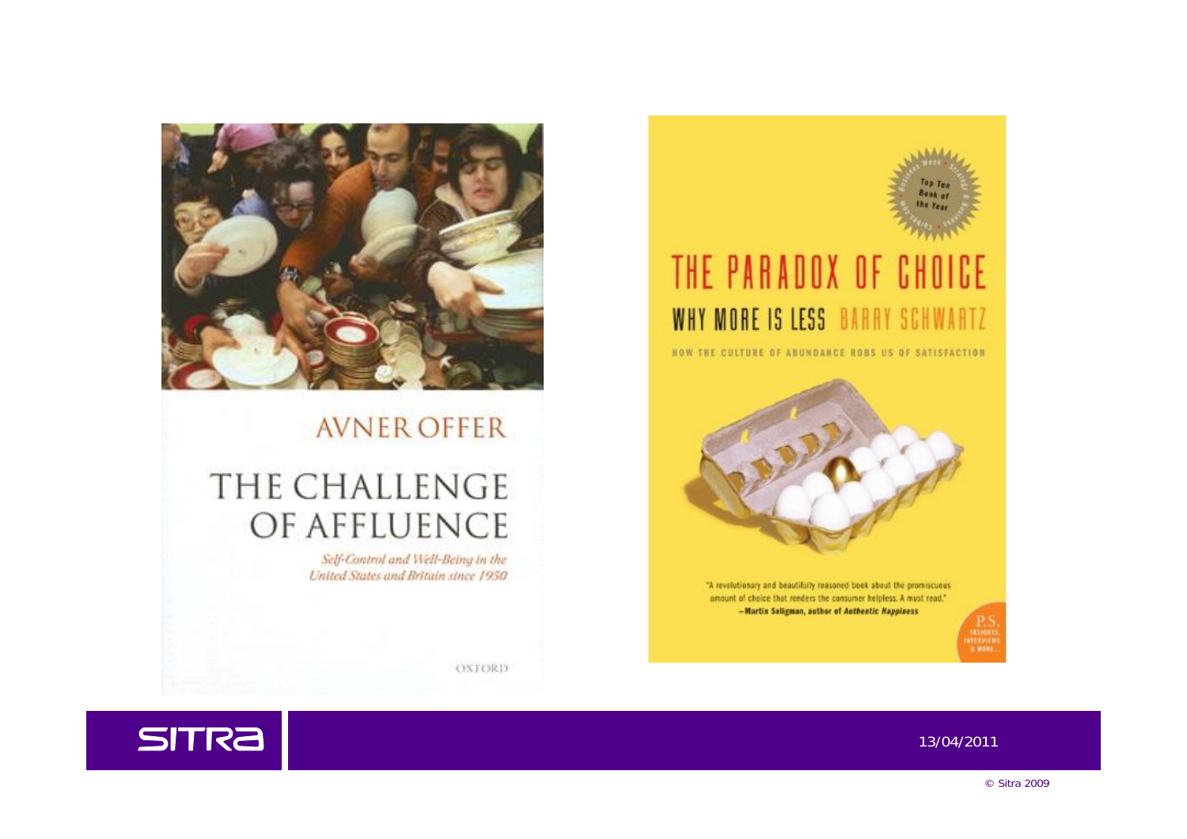AVNER OFFER

THE CHALLENGE OF AFFLUENCE

*Self-Control and Well-Being in the United States and Britain since 1950*

OXFORD

Top Ten Book of the Year

THE PARADOX OF CHOICE

WHY MORE IS LESS BARRY SCHWARTZ

HOW THE CULTURE OF ABUNDANCE ROBS US OF SATISFACTION

"A revolutionary and beautifully reasoned book about the promiscuous amount of choice that renders the consumer helpless. A must read."
—Martin Seligman, author of *Authentic Happiness*

P.S. INSIGHTS, INTERVIEWS & MORE...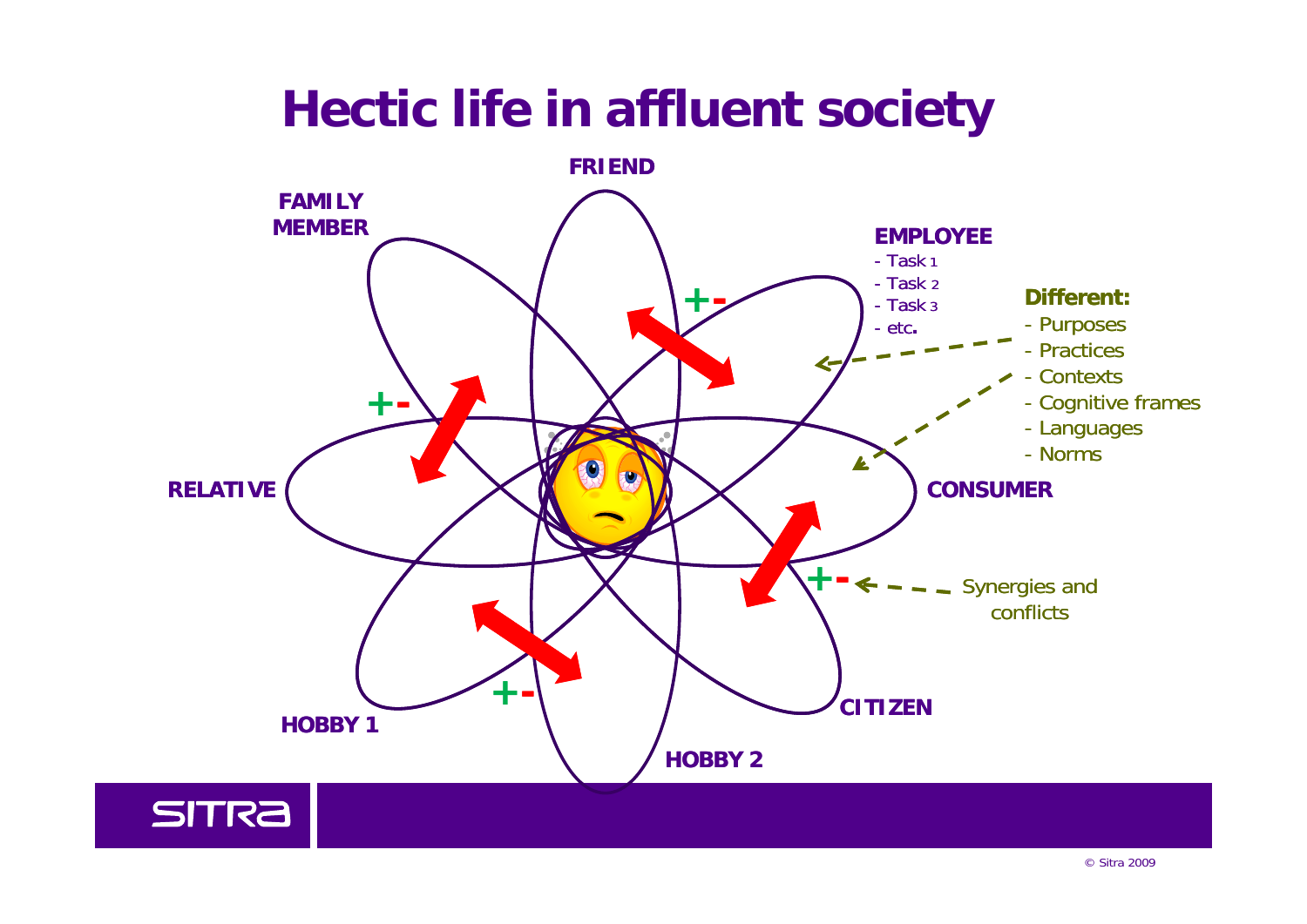# Hectic life in affluent society

FRIEND

FAMILY MEMBER

EMPLOYEE
- Task 1
- Task 2
- Task 3
- etc.

**Different:**
- Purposes
- Practices
- Contexts
- Cognitive frames
- Languages
- Norms

RELATIVE

CONSUMER

+-

Synergies and conflicts

HOBBY 1

CITIZEN

HOBBY 2

© Sitra 2009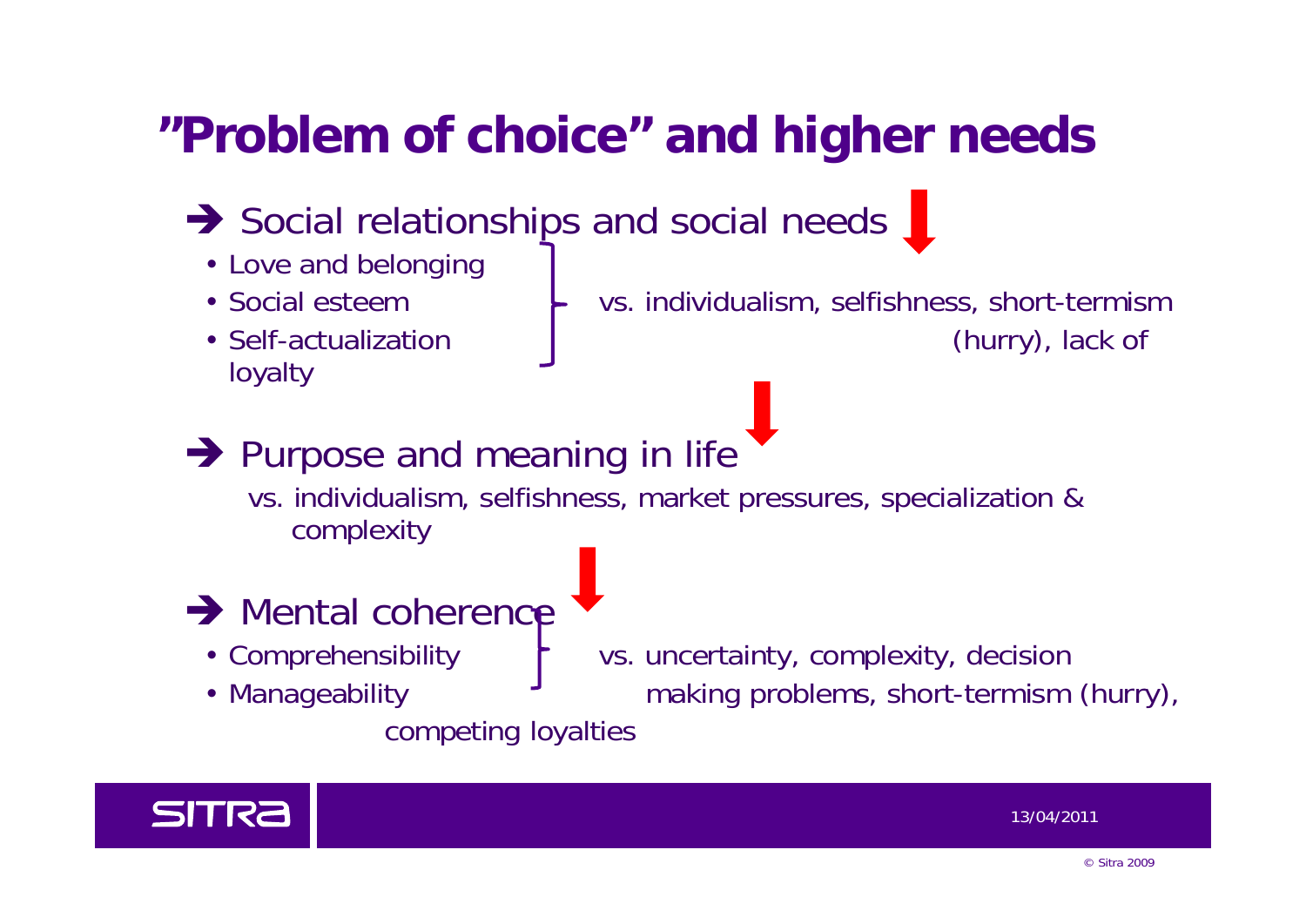# "Problem of choice" and higher needs

➔ Social relationships and social needs

- Love and belonging
- Social esteem
- Self-actualization

vs. individualism, selfishness, short-termism (hurry), lack of loyalty

➔ Purpose and meaning in life

vs. individualism, selfishness, market pressures, specialization & complexity

➔ Mental coherence

- Comprehensibility
- Manageability

vs. uncertainty, complexity, decision making problems, short-termism (hurry), competing loyalties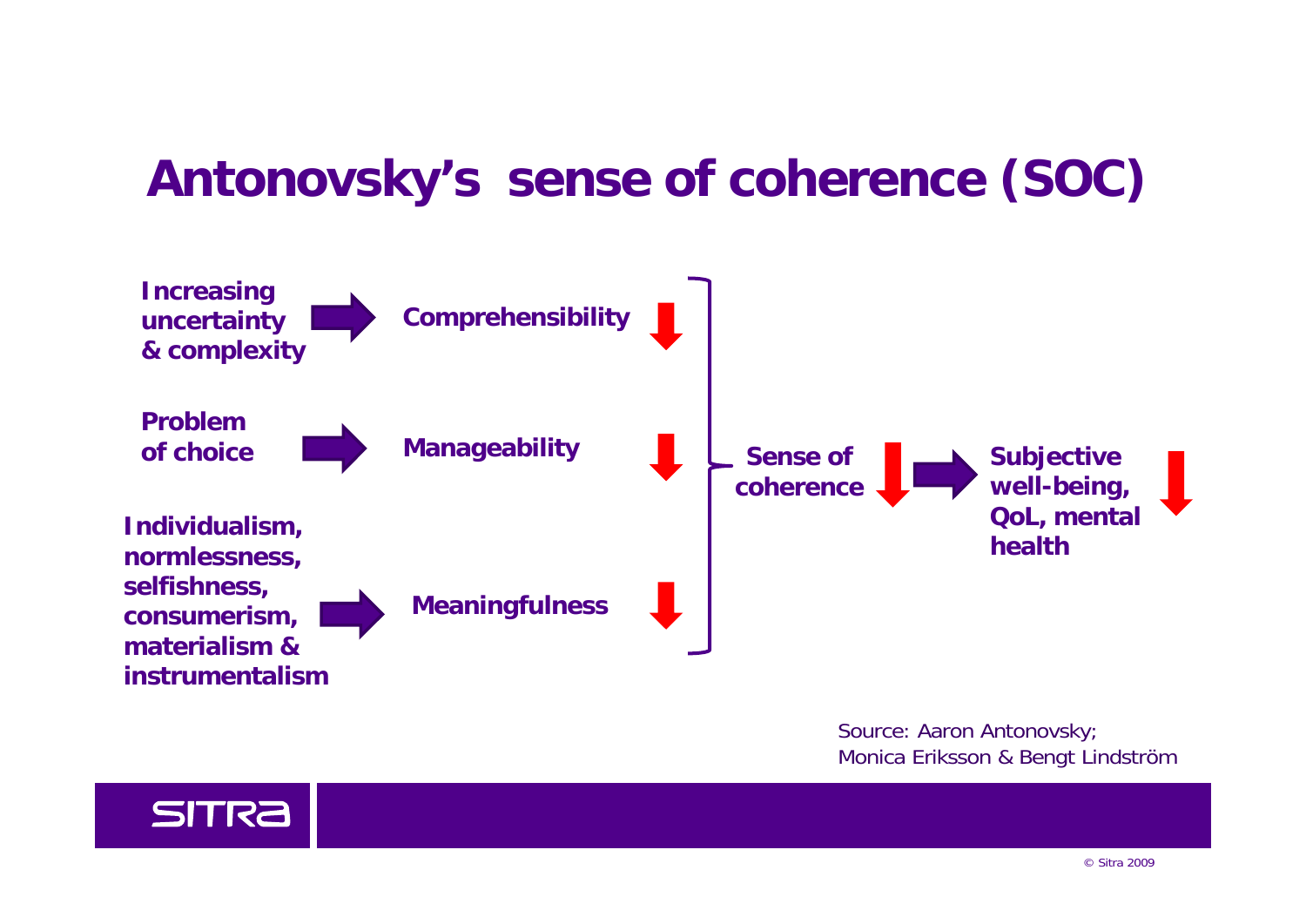# Antonovsky's sense of coherence (SOC)

Increasing uncertainty & complexity → Comprehensibility ↓

Problem of choice → Manageability ↓

Individualism, normlessness, selfishness, consumerism, materialism & instrumentalism → Meaningfulness ↓

Comprehensibility, Manageability, Meaningfulness → Sense of coherence ↓ → Subjective well-being, QoL, mental health ↓

Source: Aaron Antonovsky;
Monica Eriksson & Bengt Lindström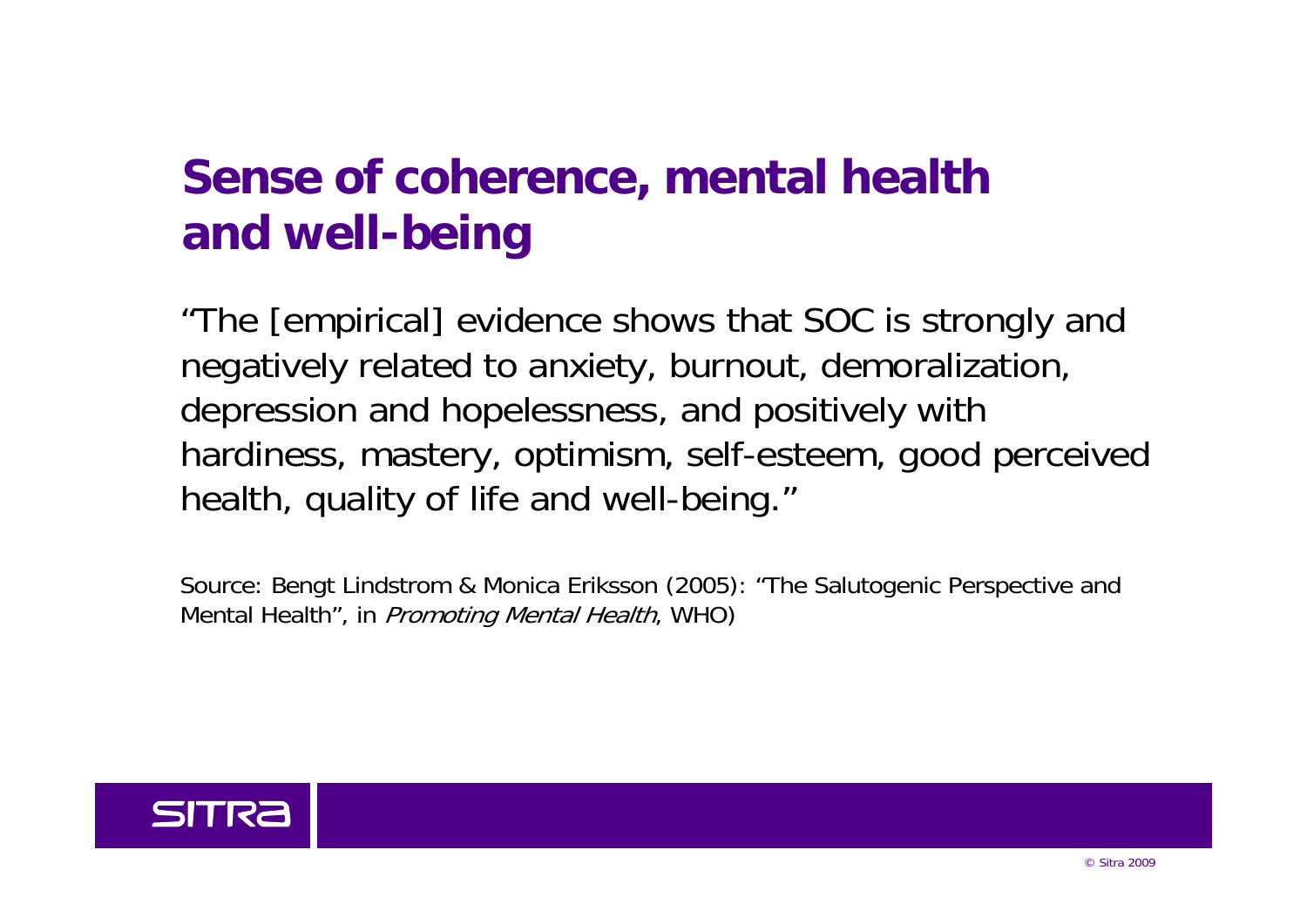# Sense of coherence, mental health and well-being

"The [empirical] evidence shows that SOC is strongly and negatively related to anxiety, burnout, demoralization, depression and hopelessness, and positively with hardiness, mastery, optimism, self-esteem, good perceived health, quality of life and well-being."

Source: Bengt Lindstrom & Monica Eriksson (2005): "The Salutogenic Perspective and Mental Health", in *Promoting Mental Health*, WHO)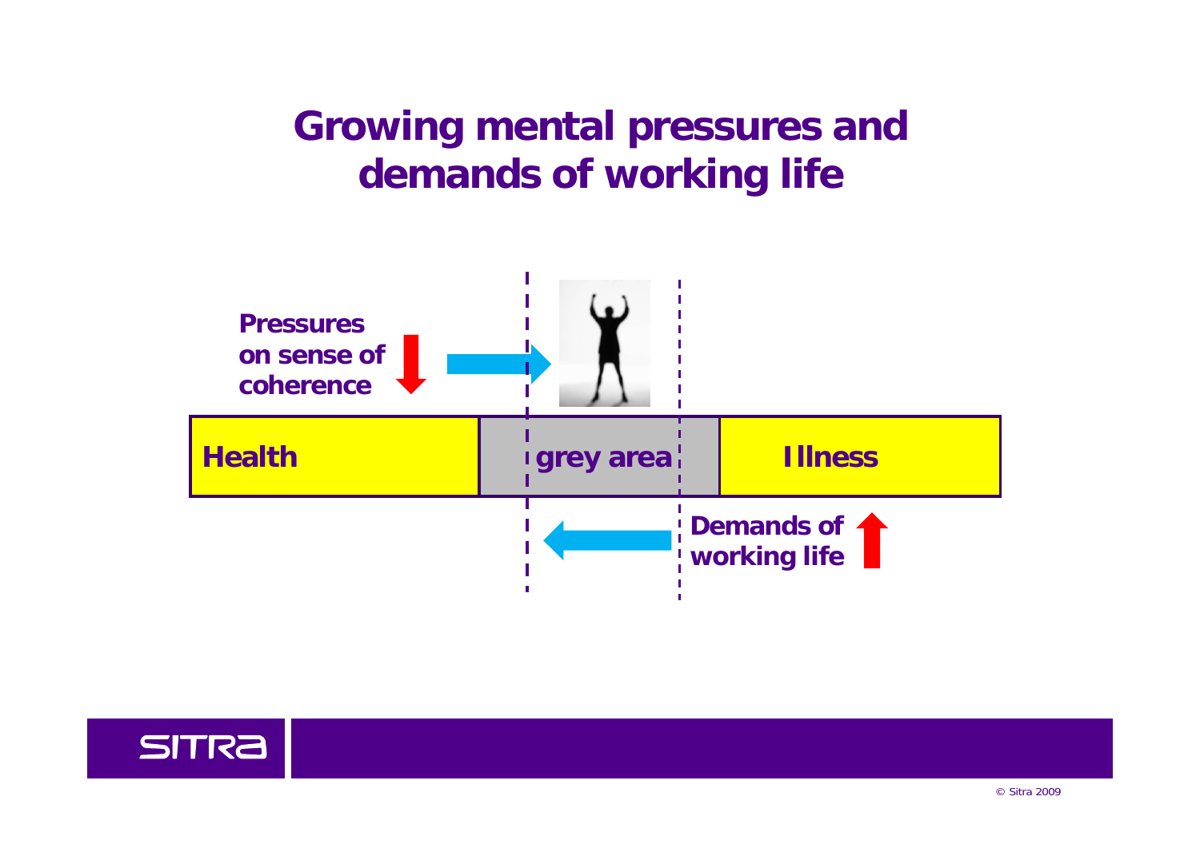# Growing mental pressures and demands of working life

Pressures on sense of coherence

Health | grey area | Illness

Demands of working life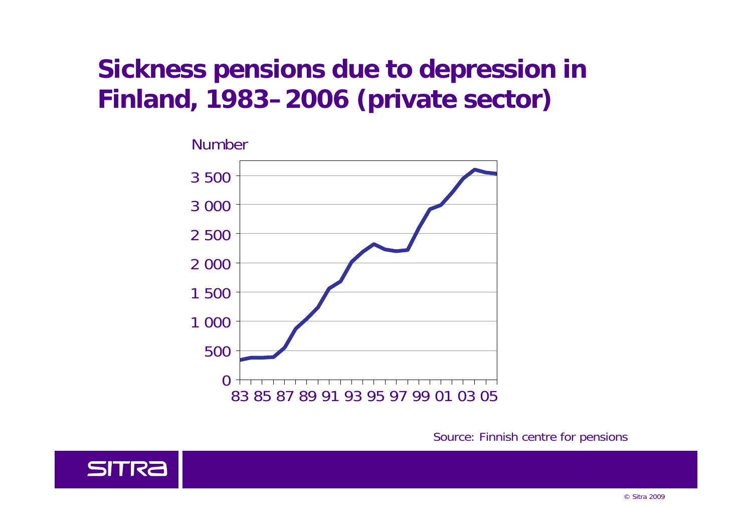# Sickness pensions due to depression in Finland, 1983–2006 (private sector)

Number

3 500
3 000
2 500
2 000
1 500
1 000
500
0

83 85 87 89 91 93 95 97 99 01 03 05

Source: Finnish centre for pensions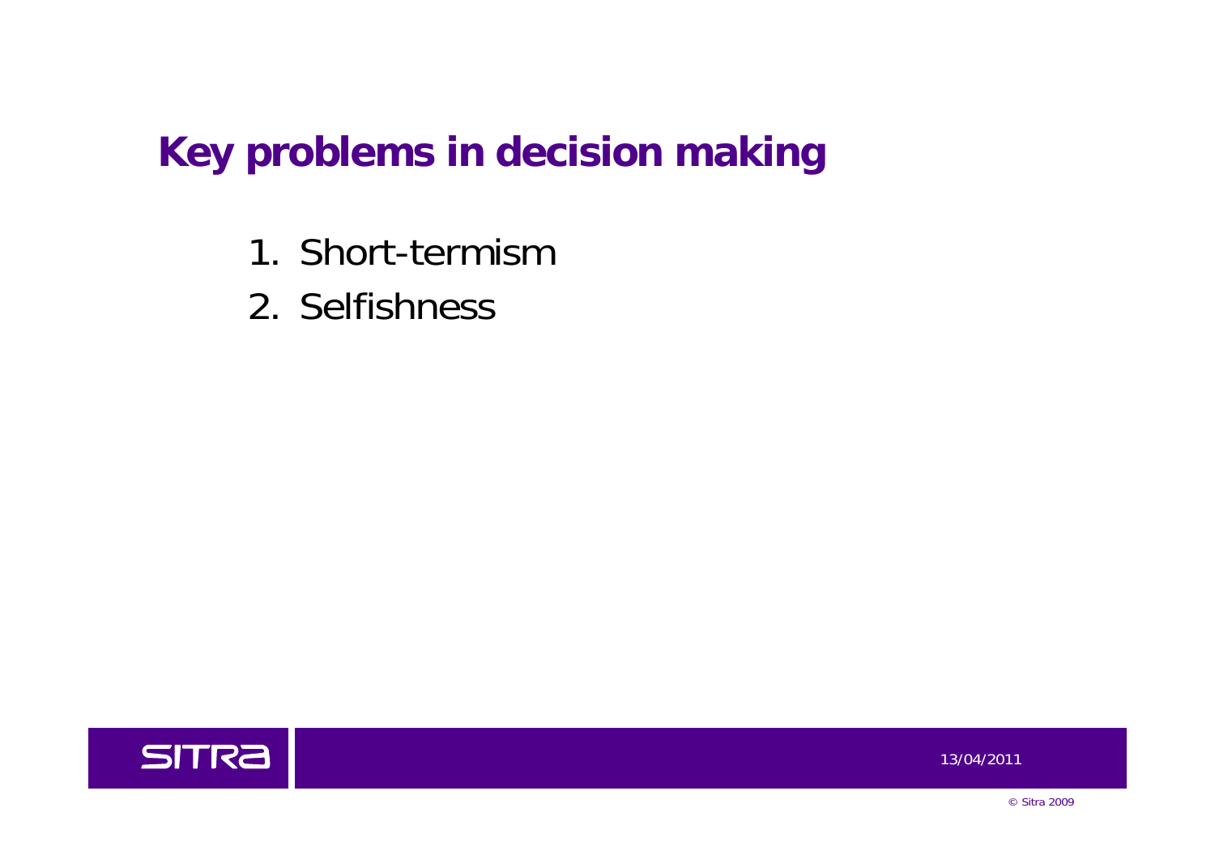# Key problems in decision making

1. Short-termism
2. Selfishness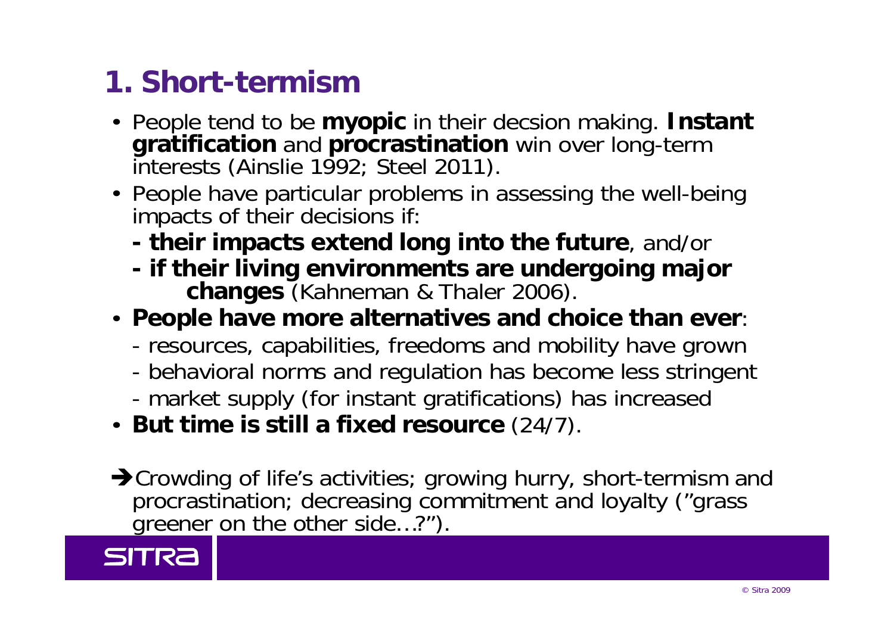# 1. Short-termism

- People tend to be **myopic** in their decsion making. **Instant gratification** and **procrastination** win over long-term interests (Ainslie 1992; Steel 2011).
- People have particular problems in assessing the well-being impacts of their decisions if:
  - **their impacts extend long into the future**, and/or
  - **if their living environments are undergoing major changes** (Kahneman & Thaler 2006).
- **People have more alternatives and choice than ever**:
  - resources, capabilities, freedoms and mobility have grown
  - behavioral norms and regulation has become less stringent
  - market supply (for instant gratifications) has increased
- **But time is still a fixed resource** (24/7).

→ Crowding of life's activities; growing hurry, short-termism and procrastination; decreasing commitment and loyalty ("grass greener on the other side…?").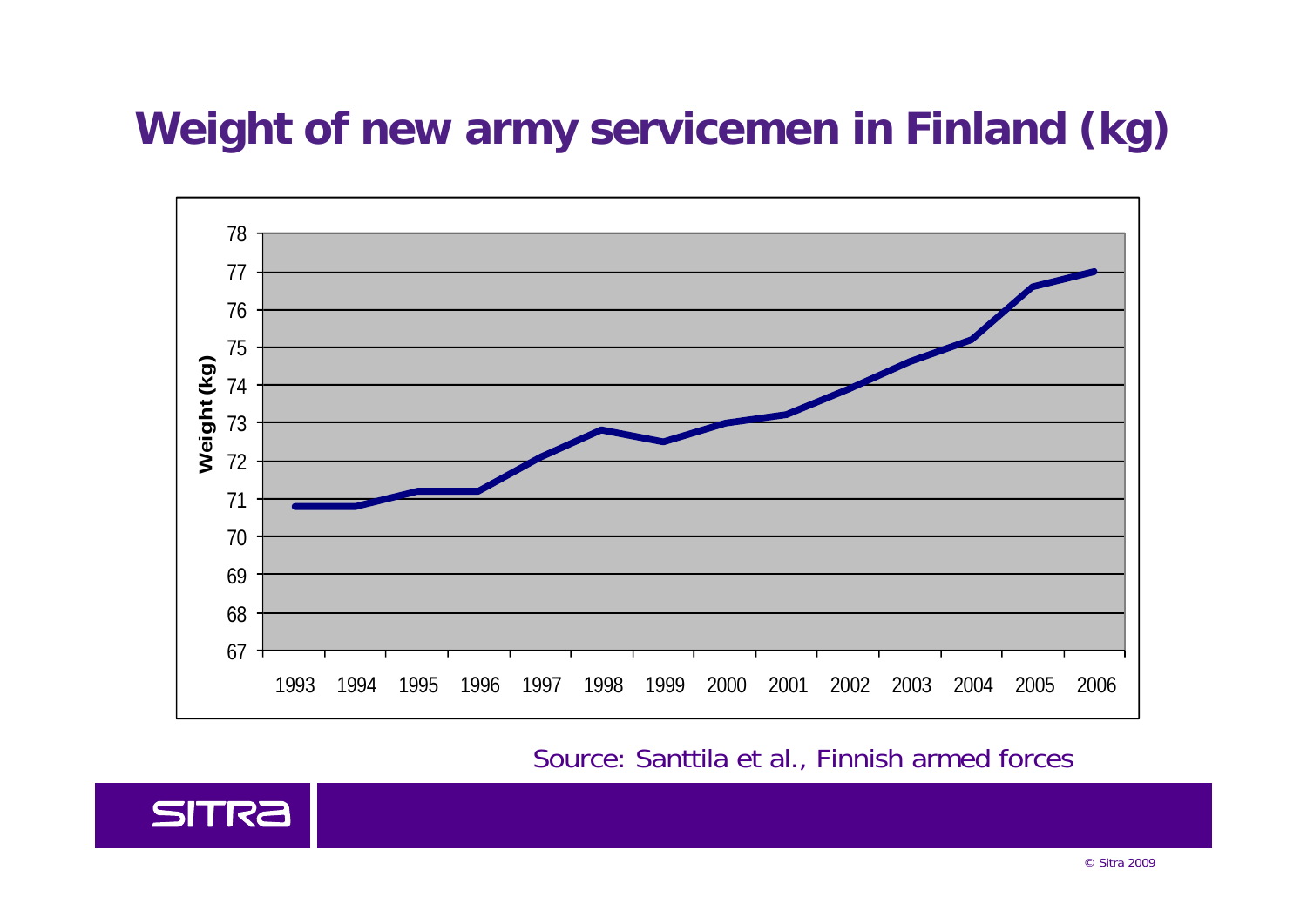# Weight of new army servicemen in Finland (kg)

Source: Santtila et al., Finnish armed forces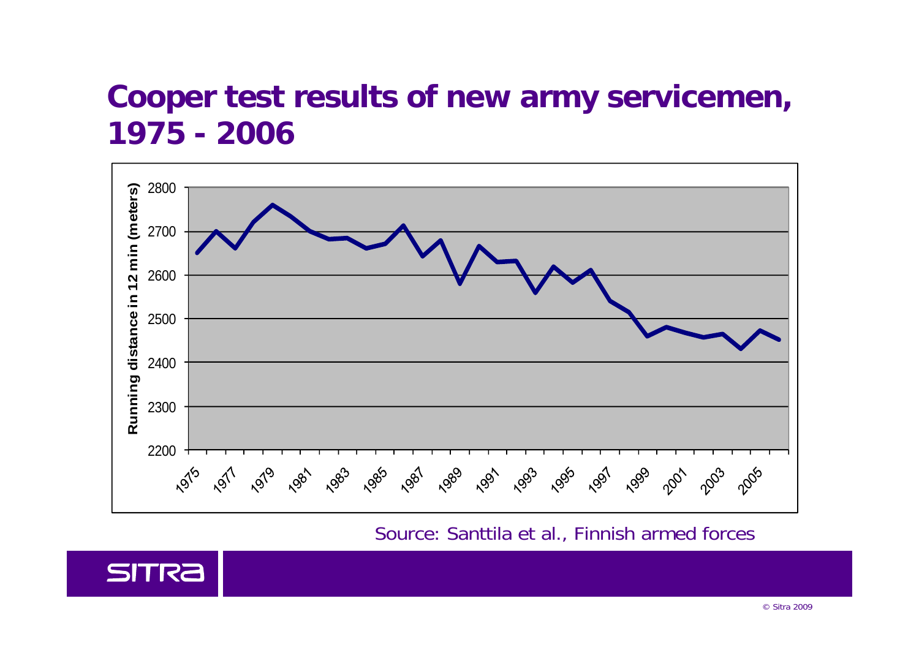# Cooper test results of new army servicemen, 1975 - 2006

Running distance in 12 min (meters)

2800
2700
2600
2500
2400
2300
2200

1975 1977 1979 1981 1983 1985 1987 1989 1991 1993 1995 1997 1999 2001 2003 2005

Source: Santtila et al., Finnish armed forces

SITRA

© Sitra 2009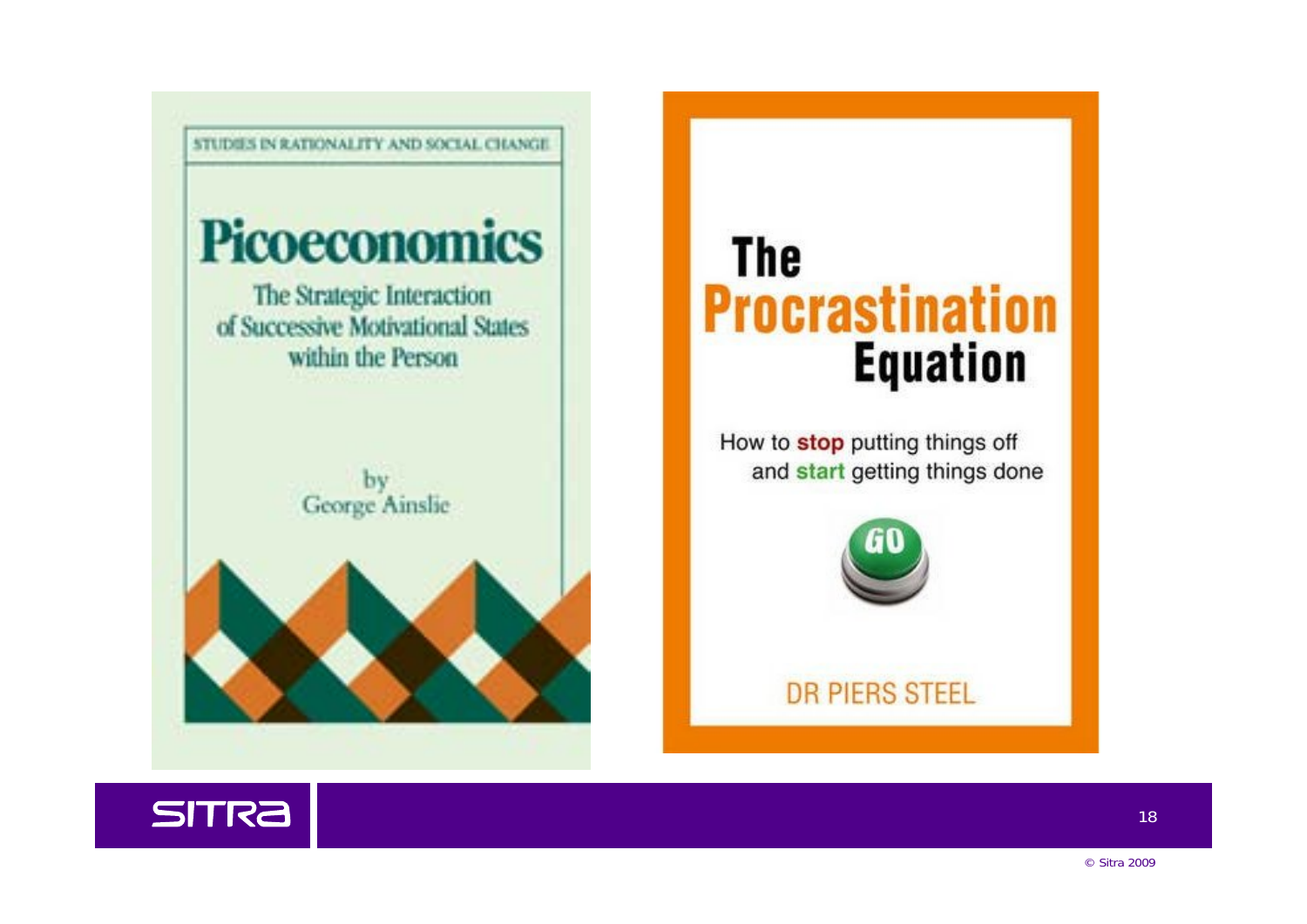STUDIES IN RATIONALITY AND SOCIAL CHANGE

# Picoeconomics

The Strategic Interaction of Successive Motivational States within the Person

by George Ainslie

# The Procrastination Equation

How to **stop** putting things off and **start** getting things done

GO

DR PIERS STEEL

© Sitra 2009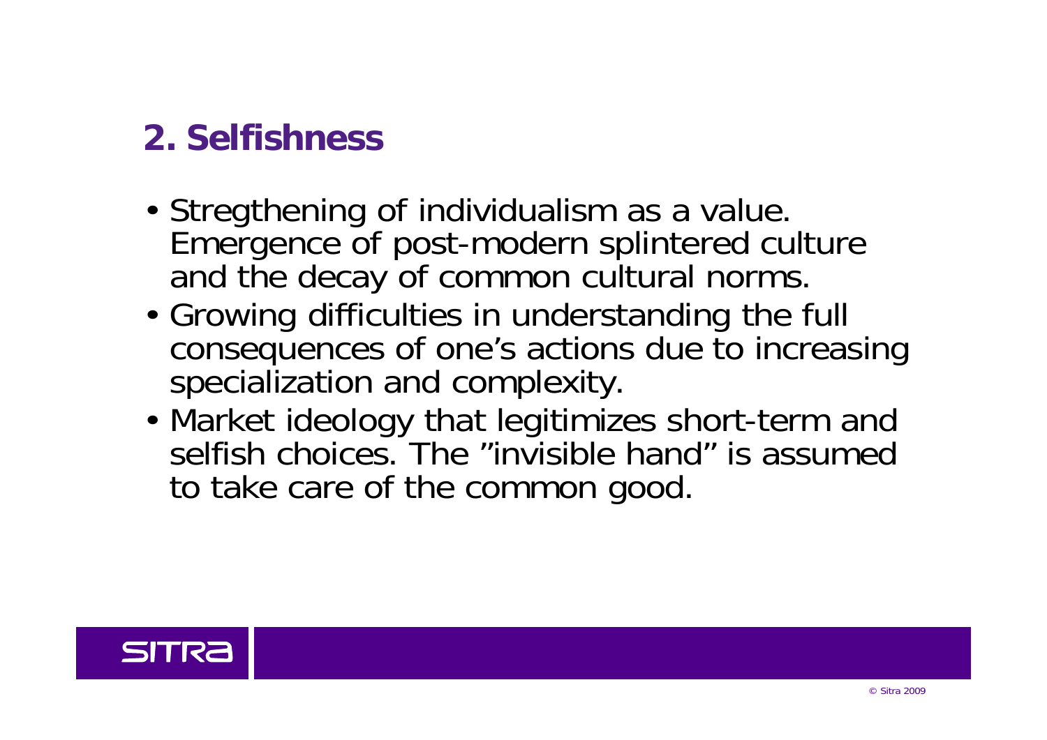## 2. Selfishness

- Stregthening of individualism as a value. Emergence of post-modern splintered culture and the decay of common cultural norms.
- Growing difficulties in understanding the full consequences of one's actions due to increasing specialization and complexity.
- Market ideology that legitimizes short-term and selfish choices. The ”invisible hand” is assumed to take care of the common good.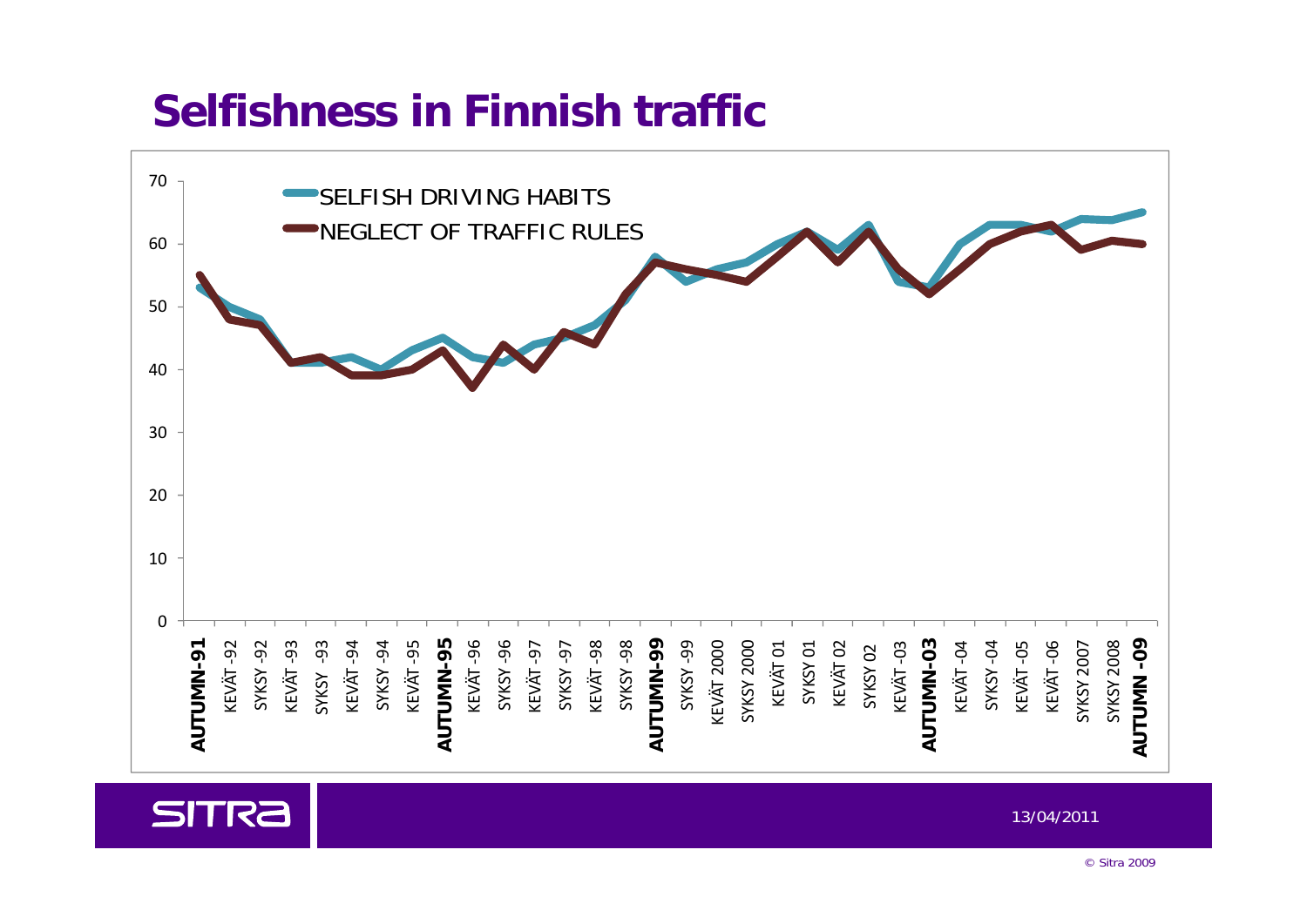# Selfishness in Finnish traffic

SELFISH DRIVING HABITS

NEGLECT OF TRAFFIC RULES

70
60
50
40
30
20
10
0

AUTUMN-91, KEVÄT -92, SYKSY -92, KEVÄT -93, SYKSY -93, KEVÄT -94, SYKSY -94, KEVÄT -95, AUTUMN-95, KEVÄT -96, SYKSY -96, KEVÄT -97, SYKSY -97, KEVÄT -98, SYKSY -98, AUTUMN-99, SYKSY -99, KEVÄT 2000, SYKSY 2000, KEVÄT 01, SYKSY 01, KEVÄT 02, SYKSY 02, KEVÄT -03, AUTUMN-03, KEVÄT -04, SYKSY -04, KEVÄT -05, KEVÄT -06, SYKSY 2007, SYKSY 2008, AUTUMN -09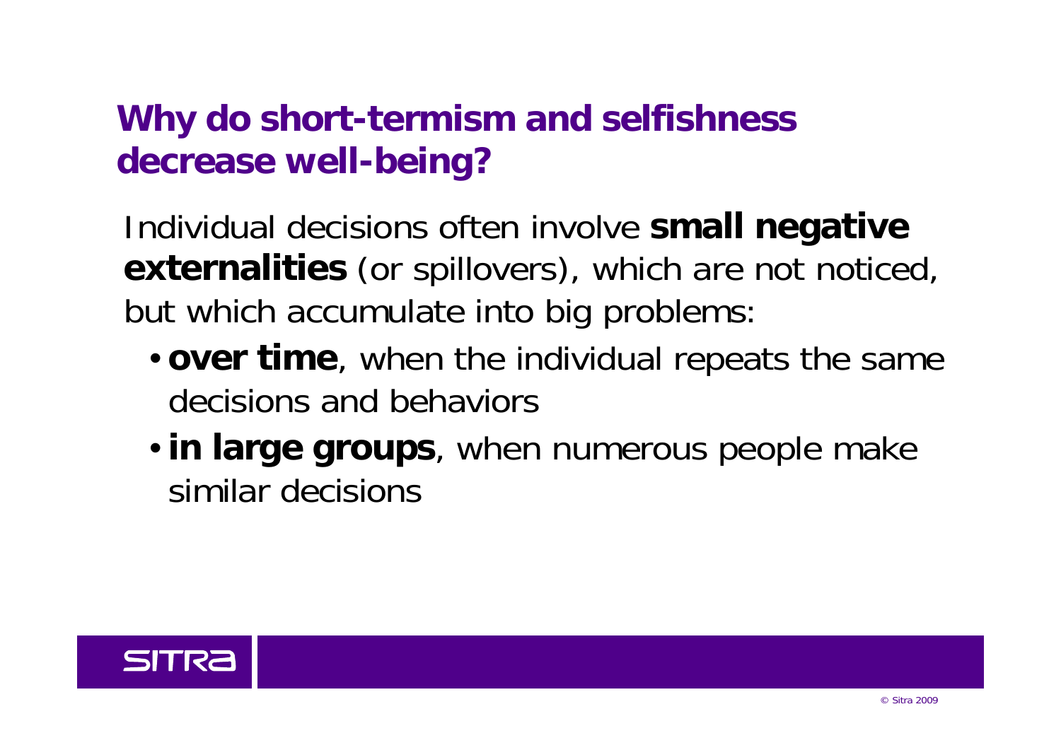## Why do short-termism and selfishness decrease well-being?

Individual decisions often involve **small negative externalities** (or spillovers), which are not noticed, but which accumulate into big problems:

- **over time**, when the individual repeats the same decisions and behaviors
- **in large groups**, when numerous people make similar decisions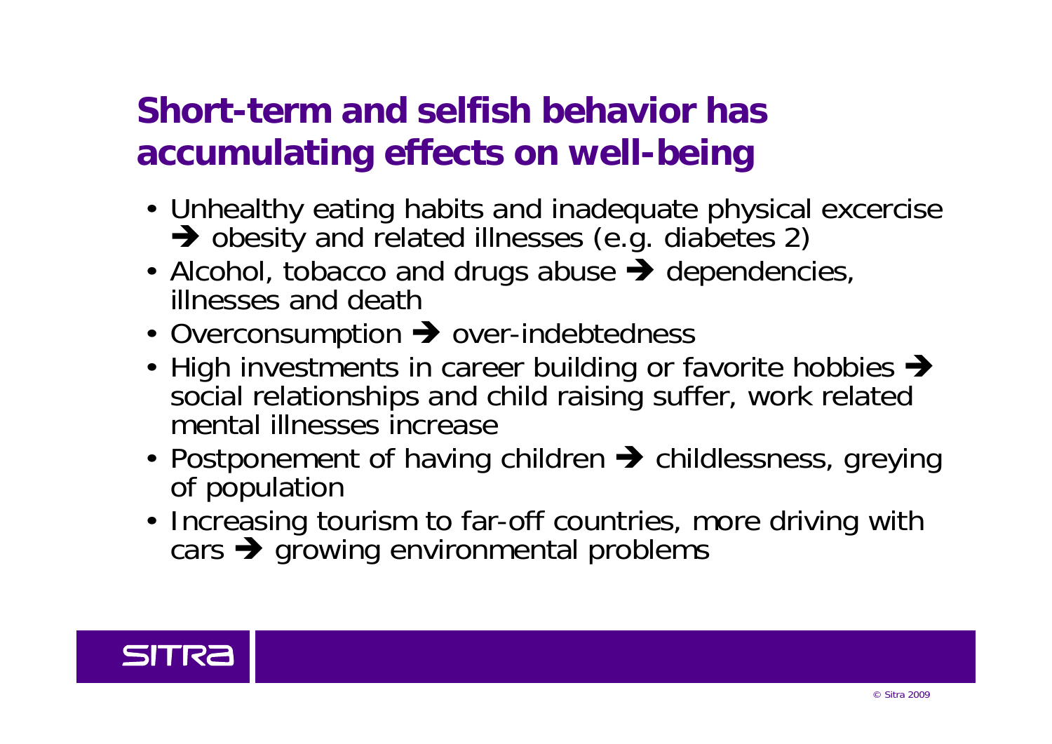# Short-term and selfish behavior has accumulating effects on well-being

- Unhealthy eating habits and inadequate physical excercise ➔ obesity and related illnesses (e.g. diabetes 2)
- Alcohol, tobacco and drugs abuse ➔ dependencies, illnesses and death
- Overconsumption ➔ over-indebtedness
- High investments in career building or favorite hobbies ➔ social relationships and child raising suffer, work related mental illnesses increase
- Postponement of having children ➔ childlessness, greying of population
- Increasing tourism to far-off countries, more driving with cars ➔ growing environmental problems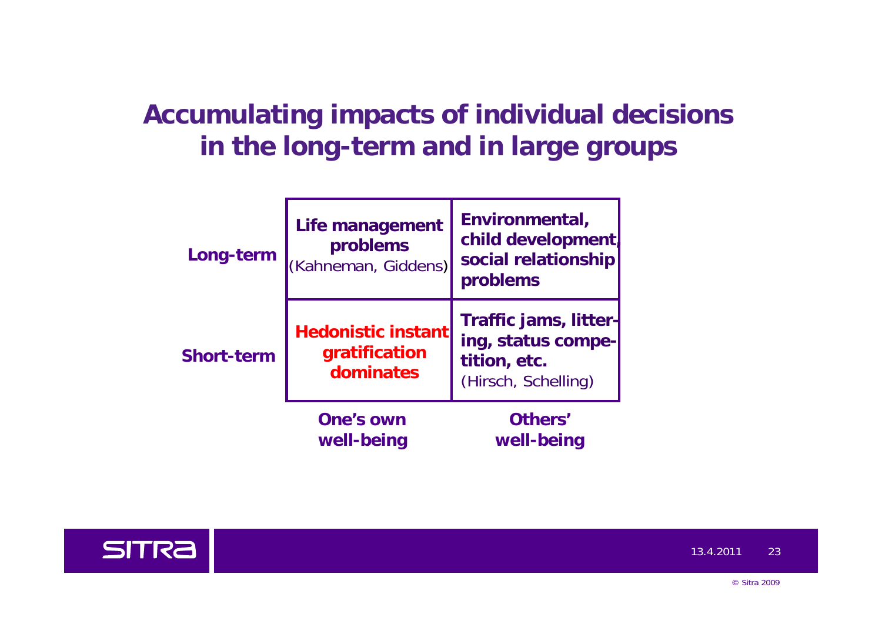# Accumulating impacts of individual decisions in the long-term and in large groups

| | One's own well-being | Others' well-being |
|---|---|---|
| **Long-term** | **Life management problems** (Kahneman, Giddens) | **Environmental, child development, social relationship problems** |
| **Short-term** | **Hedonistic instant gratification dominates** | **Traffic jams, littering, status competition, etc.** (Hirsch, Schelling) |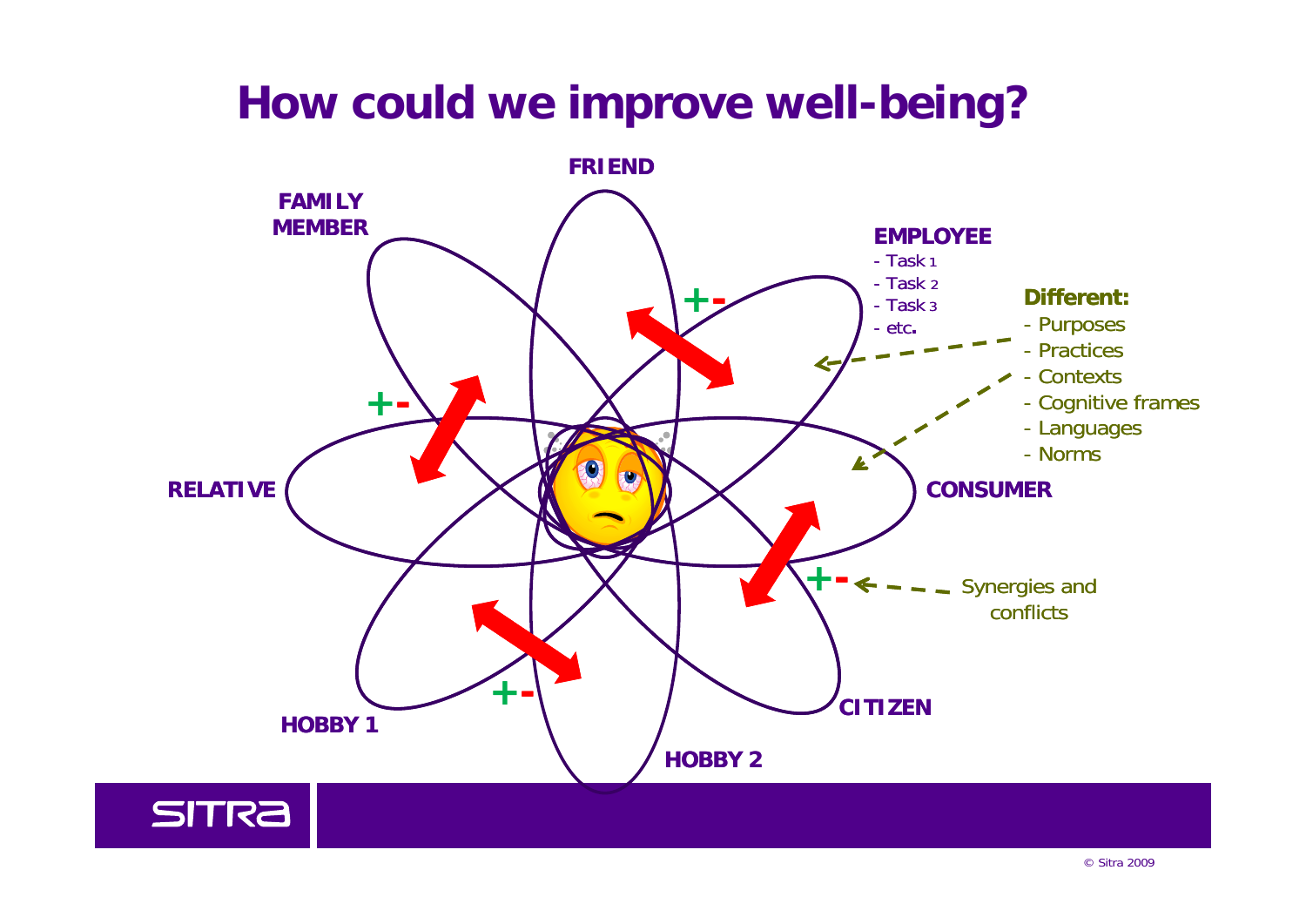# How could we improve well-being?

FRIEND

FAMILY MEMBER

EMPLOYEE
- Task 1
- Task 2
- Task 3
- etc.

**Different:**
- Purposes
- Practices
- Contexts
- Cognitive frames
- Languages
- Norms

RELATIVE

CONSUMER

+-

+-

+-

+-

Synergies and conflicts

HOBBY 1

CITIZEN

HOBBY 2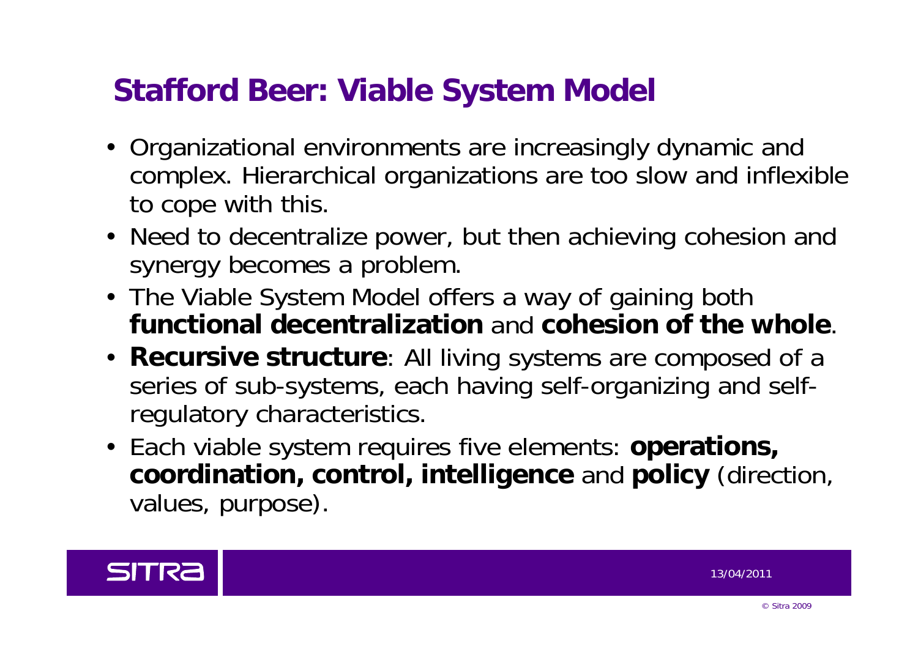# Stafford Beer: Viable System Model

- Organizational environments are increasingly dynamic and complex. Hierarchical organizations are too slow and inflexible to cope with this.
- Need to decentralize power, but then achieving cohesion and synergy becomes a problem.
- The Viable System Model offers a way of gaining both **functional decentralization** and **cohesion of the whole**.
- **Recursive structure**: All living systems are composed of a series of sub-systems, each having self-organizing and self-regulatory characteristics.
- Each viable system requires five elements: **operations, coordination, control, intelligence** and **policy** (direction, values, purpose).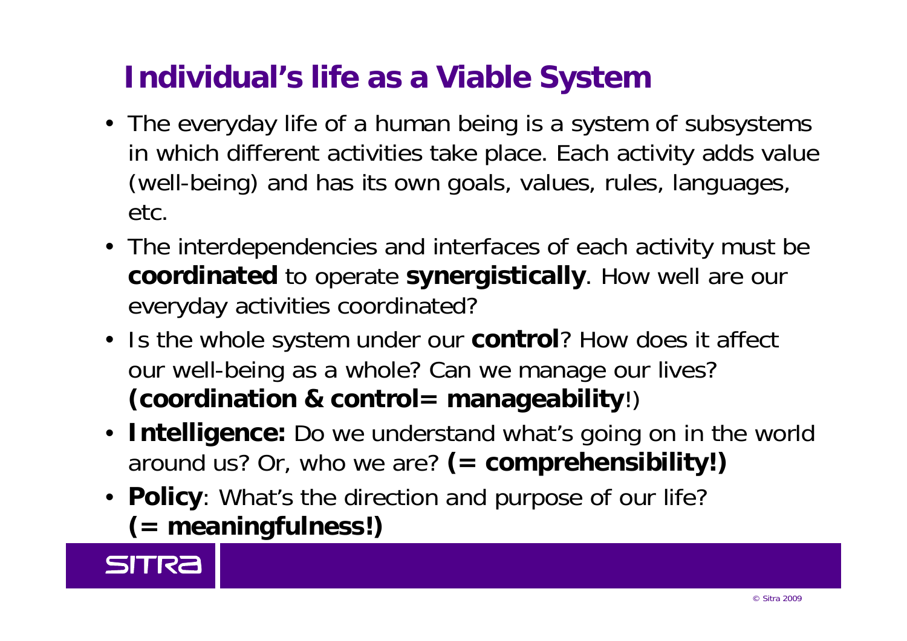# Individual's life as a Viable System

- The everyday life of a human being is a system of subsystems in which different activities take place. Each activity adds value (well-being) and has its own goals, values, rules, languages, etc.
- The interdependencies and interfaces of each activity must be **coordinated** to operate **synergistically**. How well are our everyday activities coordinated?
- Is the whole system under our **control**? How does it affect our well-being as a whole? Can we manage our lives? **(coordination & control= manageability**!)
- **Intelligence:** Do we understand what's going on in the world around us? Or, who we are? **(= comprehensibility!)**
- **Policy**: What's the direction and purpose of our life? **(= meaningfulness!)**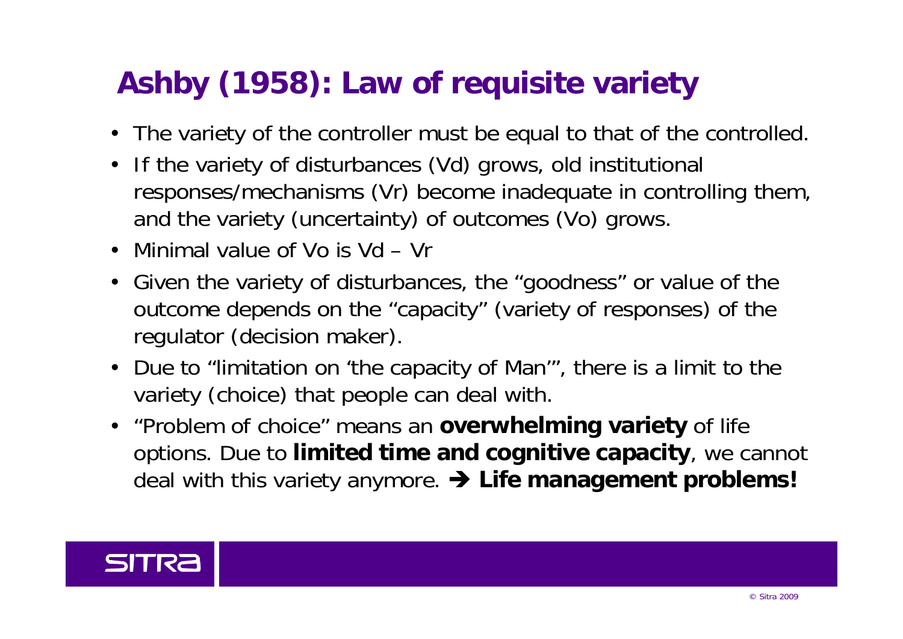# Ashby (1958): Law of requisite variety

- The variety of the controller must be equal to that of the controlled.
- If the variety of disturbances (Vd) grows, old institutional responses/mechanisms (Vr) become inadequate in controlling them, and the variety (uncertainty) of outcomes (Vo) grows.
- Minimal value of Vo is Vd – Vr
- Given the variety of disturbances, the "goodness" or value of the outcome depends on the "capacity" (variety of responses) of the regulator (decision maker).
- Due to "limitation on 'the capacity of Man'", there is a limit to the variety (choice) that people can deal with.
- "Problem of choice" means an **overwhelming variety** of life options. Due to **limited time and cognitive capacity**, we cannot deal with this variety anymore. ➔ **Life management problems!**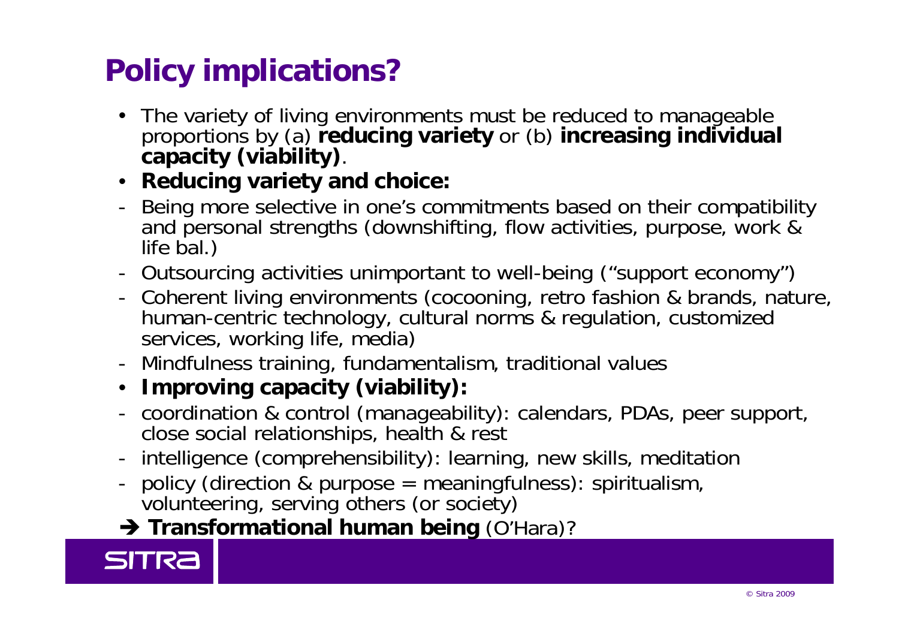# Policy implications?

- The variety of living environments must be reduced to manageable proportions by (a) **reducing variety** or (b) **increasing individual capacity (viability)**.
- **Reducing variety and choice:**

- Being more selective in one's commitments based on their compatibility and personal strengths (downshifting, flow activities, purpose, work & life bal.)
- Outsourcing activities unimportant to well-being ("support economy")
- Coherent living environments (cocooning, retro fashion & brands, nature, human-centric technology, cultural norms & regulation, customized services, working life, media)
- Mindfulness training, fundamentalism, traditional values

- **Improving capacity (viability):**

- coordination & control (manageability): calendars, PDAs, peer support, close social relationships, health & rest
- intelligence (comprehensibility): learning, new skills, meditation
- policy (direction & purpose = meaningfulness): spiritualism, volunteering, serving others (or society)

➔ **Transformational human being** (O'Hara)?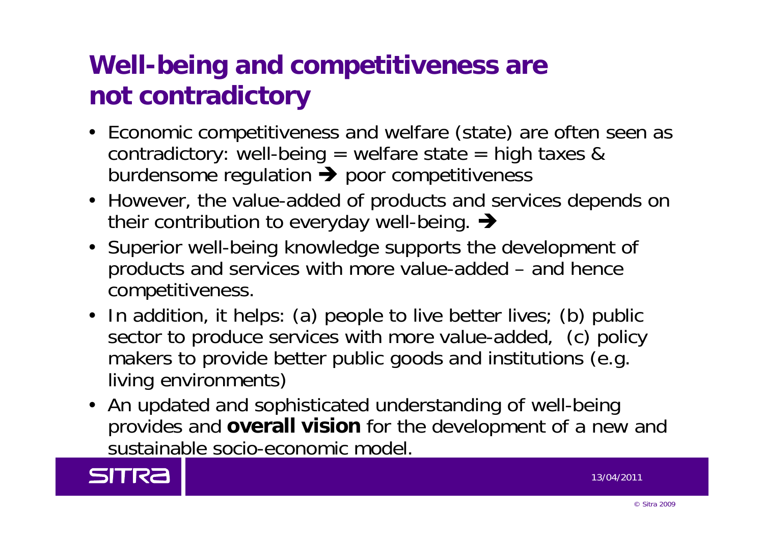# Well-being and competitiveness are not contradictory

- Economic competitiveness and welfare (state) are often seen as contradictory: well-being = welfare state = high taxes & burdensome regulation ➔ poor competitiveness
- However, the value-added of products and services depends on their contribution to everyday well-being. ➔
- Superior well-being knowledge supports the development of products and services with more value-added – and hence competitiveness.
- In addition, it helps: (a) people to live better lives; (b) public sector to produce services with more value-added, (c) policy makers to provide better public goods and institutions (e.g. living environments)
- An updated and sophisticated understanding of well-being provides and **overall vision** for the development of a new and sustainable socio-economic model.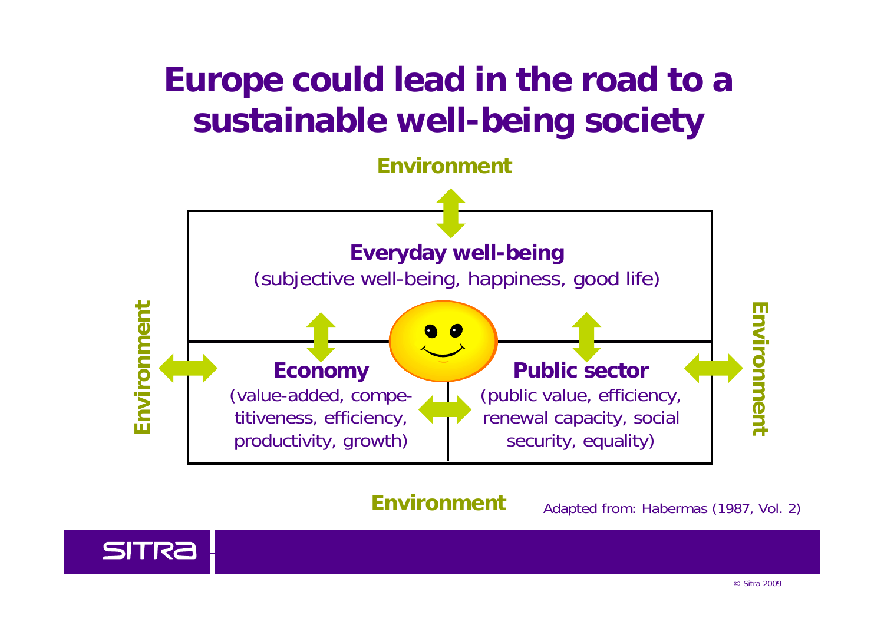# Europe could lead in the road to a sustainable well-being society

Environment

**Everyday well-being**
(subjective well-being, happiness, good life)

**Economy**
(value-added, competitiveness, efficiency, productivity, growth)

**Public sector**
(public value, efficiency, renewal capacity, social security, equality)

Environment

Environment

Environment

Adapted from: Habermas (1987, Vol. 2)

SITRA

© Sitra 2009